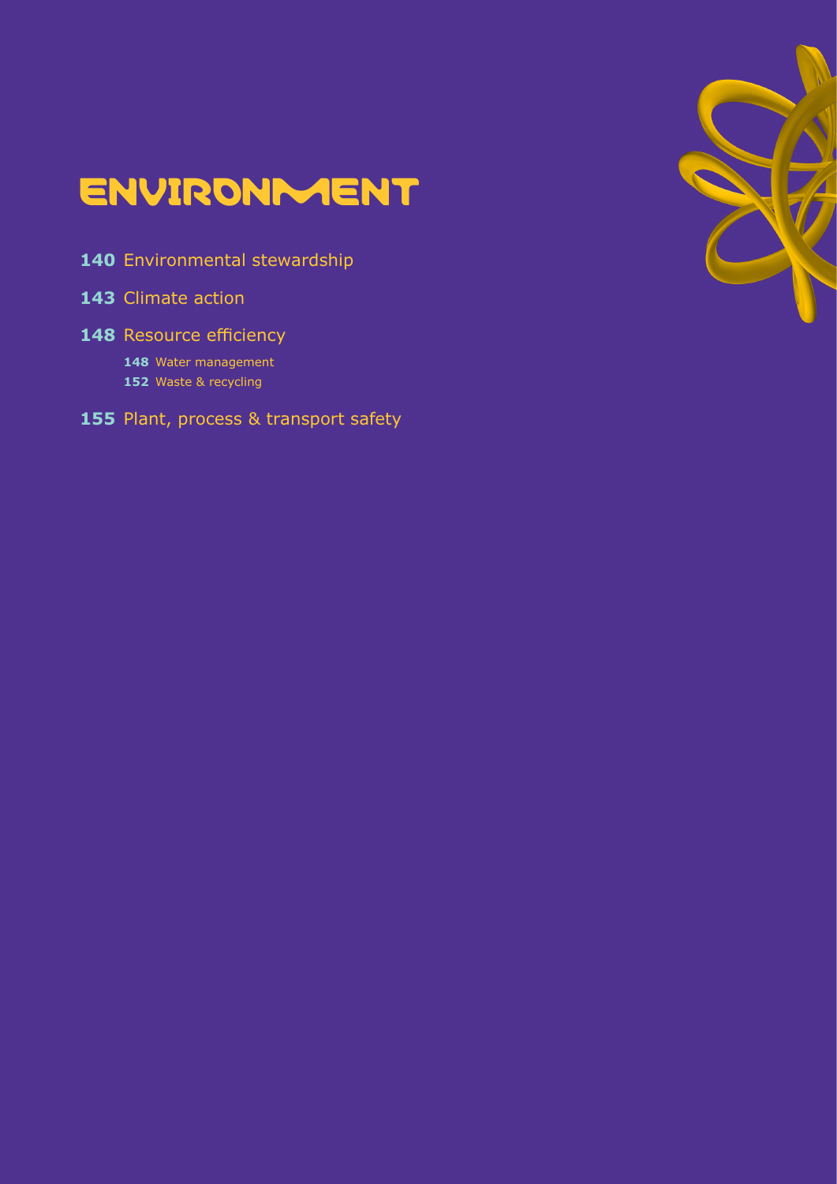# ENVIRONMENT

**140** Environmental stewardship

**143** Climate action

**148** Resource efficiency

- **148** Water management
- **152** Waste & recycling

**155** Plant, process & transport safety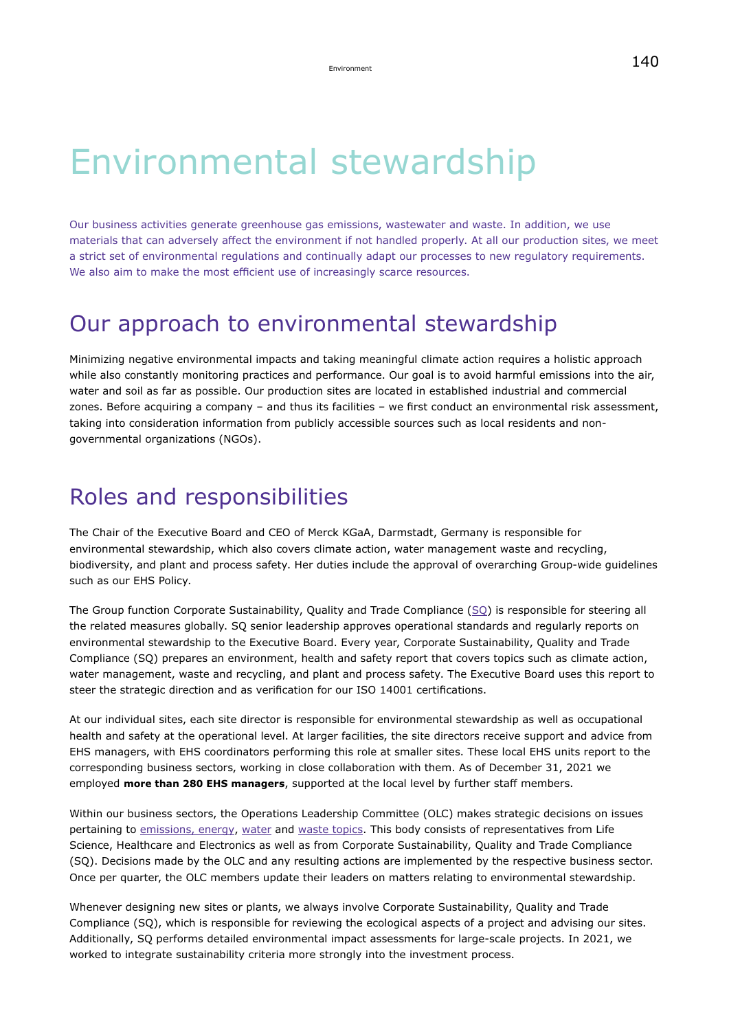# Environmental stewardship

Our business activities generate greenhouse gas emissions, wastewater and waste. In addition, we use materials that can adversely affect the environment if not handled properly. At all our production sites, we meet a strict set of environmental regulations and continually adapt our processes to new regulatory requirements. We also aim to make the most efficient use of increasingly scarce resources.

## Our approach to environmental stewardship

Minimizing negative environmental impacts and taking meaningful climate action requires a holistic approach while also constantly monitoring practices and performance. Our goal is to avoid harmful emissions into the air, water and soil as far as possible. Our production sites are located in established industrial and commercial zones. Before acquiring a company – and thus its facilities – we first conduct an environmental risk assessment, taking into consideration information from publicly accessible sources such as local residents and non-governmental organizations (NGOs).

## Roles and responsibilities

The Chair of the Executive Board and CEO of Merck KGaA, Darmstadt, Germany is responsible for environmental stewardship, which also covers climate action, water management waste and recycling, biodiversity, and plant and process safety. Her duties include the approval of overarching Group-wide guidelines such as our EHS Policy.

The Group function Corporate Sustainability, Quality and Trade Compliance (SQ) is responsible for steering all the related measures globally. SQ senior leadership approves operational standards and regularly reports on environmental stewardship to the Executive Board. Every year, Corporate Sustainability, Quality and Trade Compliance (SQ) prepares an environment, health and safety report that covers topics such as climate action, water management, waste and recycling, and plant and process safety. The Executive Board uses this report to steer the strategic direction and as verification for our ISO 14001 certifications.

At our individual sites, each site director is responsible for environmental stewardship as well as occupational health and safety at the operational level. At larger facilities, the site directors receive support and advice from EHS managers, with EHS coordinators performing this role at smaller sites. These local EHS units report to the corresponding business sectors, working in close collaboration with them. As of December 31, 2021 we employed **more than 280 EHS managers**, supported at the local level by further staff members.

Within our business sectors, the Operations Leadership Committee (OLC) makes strategic decisions on issues pertaining to emissions, energy, water and waste topics. This body consists of representatives from Life Science, Healthcare and Electronics as well as from Corporate Sustainability, Quality and Trade Compliance (SQ). Decisions made by the OLC and any resulting actions are implemented by the respective business sector. Once per quarter, the OLC members update their leaders on matters relating to environmental stewardship.

Whenever designing new sites or plants, we always involve Corporate Sustainability, Quality and Trade Compliance (SQ), which is responsible for reviewing the ecological aspects of a project and advising our sites. Additionally, SQ performs detailed environmental impact assessments for large-scale projects. In 2021, we worked to integrate sustainability criteria more strongly into the investment process.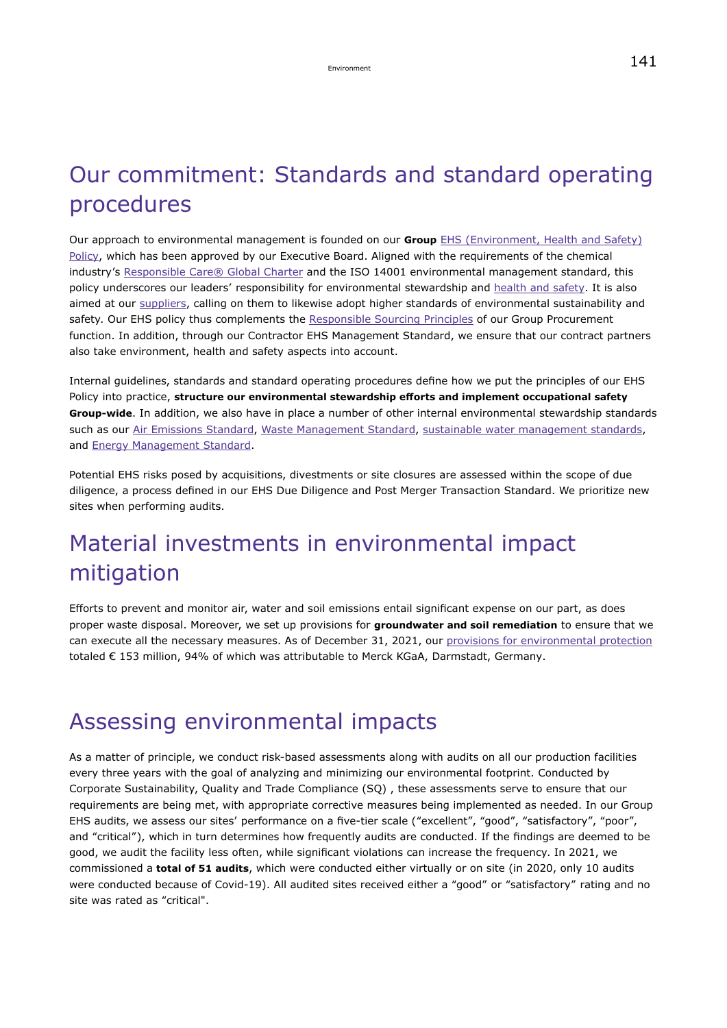# Our commitment: Standards and standard operating procedures

Our approach to environmental management is founded on our **Group** EHS (Environment, Health and Safety) Policy, which has been approved by our Executive Board. Aligned with the requirements of the chemical industry's Responsible Care® Global Charter and the ISO 14001 environmental management standard, this policy underscores our leaders' responsibility for environmental stewardship and health and safety. It is also aimed at our suppliers, calling on them to likewise adopt higher standards of environmental sustainability and safety. Our EHS policy thus complements the Responsible Sourcing Principles of our Group Procurement function. In addition, through our Contractor EHS Management Standard, we ensure that our contract partners also take environment, health and safety aspects into account.

Internal guidelines, standards and standard operating procedures define how we put the principles of our EHS Policy into practice, **structure our environmental stewardship efforts and implement occupational safety Group-wide**. In addition, we also have in place a number of other internal environmental stewardship standards such as our Air Emissions Standard, Waste Management Standard, sustainable water management standards, and Energy Management Standard.

Potential EHS risks posed by acquisitions, divestments or site closures are assessed within the scope of due diligence, a process defined in our EHS Due Diligence and Post Merger Transaction Standard. We prioritize new sites when performing audits.

# Material investments in environmental impact mitigation

Efforts to prevent and monitor air, water and soil emissions entail significant expense on our part, as does proper waste disposal. Moreover, we set up provisions for **groundwater and soil remediation** to ensure that we can execute all the necessary measures. As of December 31, 2021, our provisions for environmental protection totaled € 153 million, 94% of which was attributable to Merck KGaA, Darmstadt, Germany.

# Assessing environmental impacts

As a matter of principle, we conduct risk-based assessments along with audits on all our production facilities every three years with the goal of analyzing and minimizing our environmental footprint. Conducted by Corporate Sustainability, Quality and Trade Compliance (SQ) , these assessments serve to ensure that our requirements are being met, with appropriate corrective measures being implemented as needed. In our Group EHS audits, we assess our sites' performance on a five-tier scale ("excellent", "good", "satisfactory", "poor", and "critical"), which in turn determines how frequently audits are conducted. If the findings are deemed to be good, we audit the facility less often, while significant violations can increase the frequency. In 2021, we commissioned a **total of 51 audits**, which were conducted either virtually or on site (in 2020, only 10 audits were conducted because of Covid-19). All audited sites received either a "good" or "satisfactory" rating and no site was rated as "critical".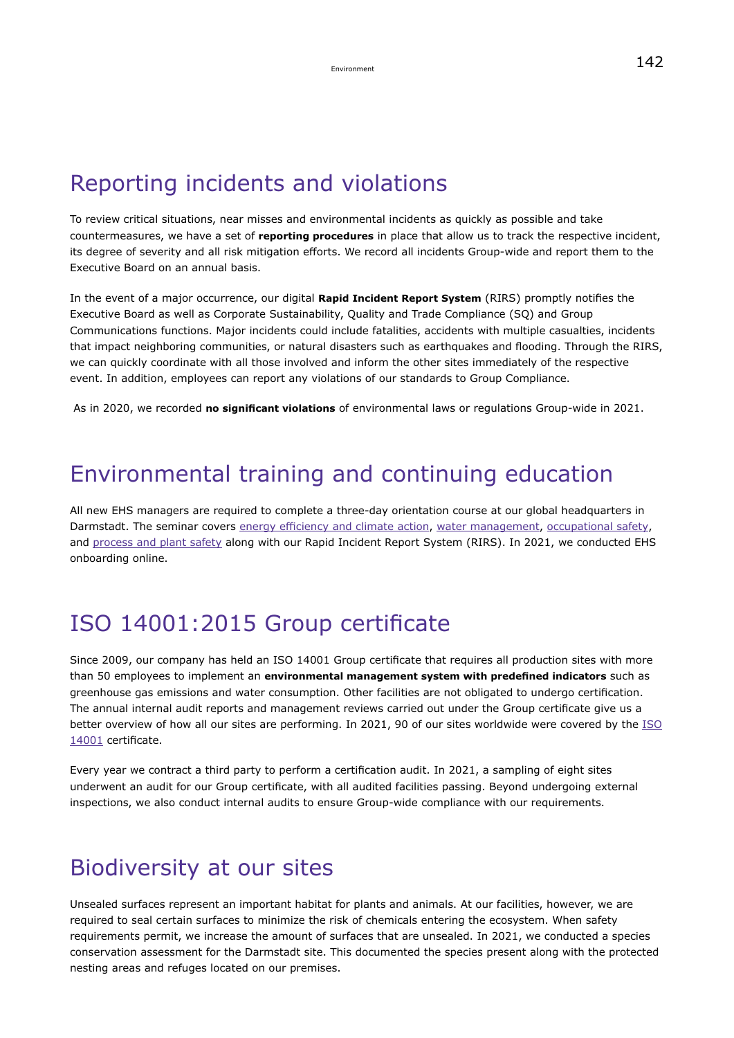# Reporting incidents and violations

To review critical situations, near misses and environmental incidents as quickly as possible and take countermeasures, we have a set of **reporting procedures** in place that allow us to track the respective incident, its degree of severity and all risk mitigation efforts. We record all incidents Group-wide and report them to the Executive Board on an annual basis.

In the event of a major occurrence, our digital **Rapid Incident Report System** (RIRS) promptly notifies the Executive Board as well as Corporate Sustainability, Quality and Trade Compliance (SQ) and Group Communications functions. Major incidents could include fatalities, accidents with multiple casualties, incidents that impact neighboring communities, or natural disasters such as earthquakes and flooding. Through the RIRS, we can quickly coordinate with all those involved and inform the other sites immediately of the respective event. In addition, employees can report any violations of our standards to Group Compliance.

As in 2020, we recorded **no significant violations** of environmental laws or regulations Group-wide in 2021.

# Environmental training and continuing education

All new EHS managers are required to complete a three-day orientation course at our global headquarters in Darmstadt. The seminar covers energy efficiency and climate action, water management, occupational safety, and process and plant safety along with our Rapid Incident Report System (RIRS). In 2021, we conducted EHS onboarding online.

# ISO 14001:2015 Group certificate

Since 2009, our company has held an ISO 14001 Group certificate that requires all production sites with more than 50 employees to implement an **environmental management system with predefined indicators** such as greenhouse gas emissions and water consumption. Other facilities are not obligated to undergo certification. The annual internal audit reports and management reviews carried out under the Group certificate give us a better overview of how all our sites are performing. In 2021, 90 of our sites worldwide were covered by the ISO 14001 certificate.

Every year we contract a third party to perform a certification audit. In 2021, a sampling of eight sites underwent an audit for our Group certificate, with all audited facilities passing. Beyond undergoing external inspections, we also conduct internal audits to ensure Group-wide compliance with our requirements.

# Biodiversity at our sites

Unsealed surfaces represent an important habitat for plants and animals. At our facilities, however, we are required to seal certain surfaces to minimize the risk of chemicals entering the ecosystem. When safety requirements permit, we increase the amount of surfaces that are unsealed. In 2021, we conducted a species conservation assessment for the Darmstadt site. This documented the species present along with the protected nesting areas and refuges located on our premises.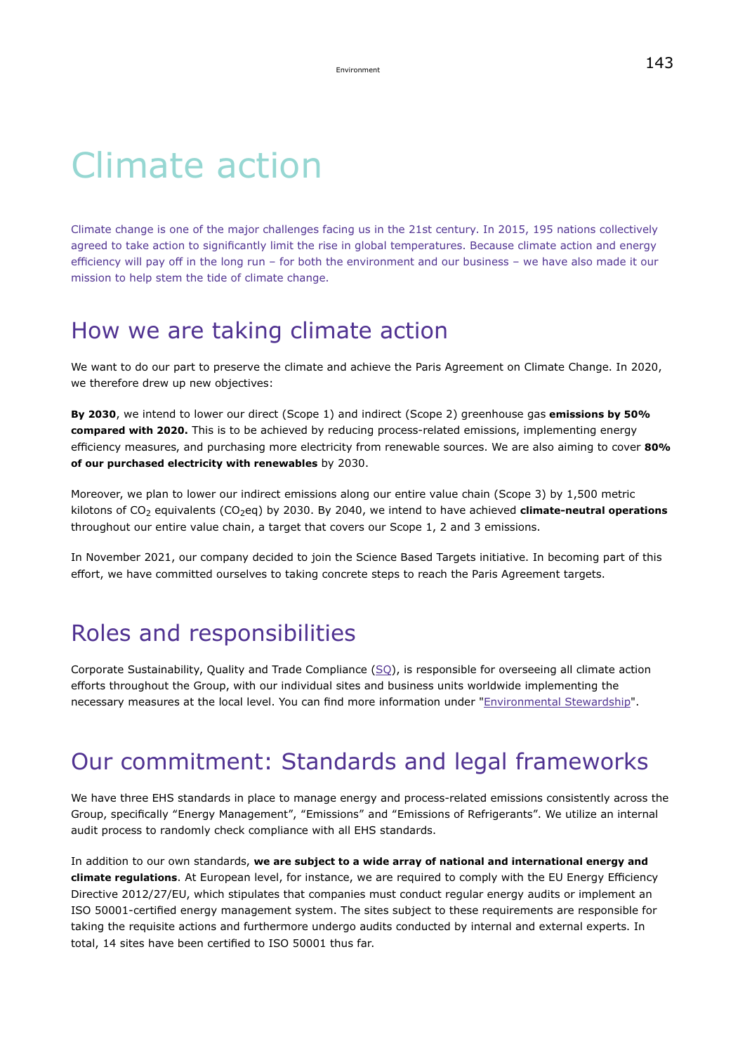# Climate action

Climate change is one of the major challenges facing us in the 21st century. In 2015, 195 nations collectively agreed to take action to significantly limit the rise in global temperatures. Because climate action and energy efficiency will pay off in the long run – for both the environment and our business – we have also made it our mission to help stem the tide of climate change.

## How we are taking climate action

We want to do our part to preserve the climate and achieve the Paris Agreement on Climate Change. In 2020, we therefore drew up new objectives:

**By 2030**, we intend to lower our direct (Scope 1) and indirect (Scope 2) greenhouse gas **emissions by 50% compared with 2020.** This is to be achieved by reducing process-related emissions, implementing energy efficiency measures, and purchasing more electricity from renewable sources. We are also aiming to cover **80% of our purchased electricity with renewables** by 2030.

Moreover, we plan to lower our indirect emissions along our entire value chain (Scope 3) by 1,500 metric kilotons of $CO_2$ equivalents ($CO_2$eq) by 2030. By 2040, we intend to have achieved **climate-neutral operations** throughout our entire value chain, a target that covers our Scope 1, 2 and 3 emissions.

In November 2021, our company decided to join the Science Based Targets initiative. In becoming part of this effort, we have committed ourselves to taking concrete steps to reach the Paris Agreement targets.

## Roles and responsibilities

Corporate Sustainability, Quality and Trade Compliance (SQ), is responsible for overseeing all climate action efforts throughout the Group, with our individual sites and business units worldwide implementing the necessary measures at the local level. You can find more information under "Environmental Stewardship".

## Our commitment: Standards and legal frameworks

We have three EHS standards in place to manage energy and process-related emissions consistently across the Group, specifically “Energy Management”, “Emissions” and “Emissions of Refrigerants”. We utilize an internal audit process to randomly check compliance with all EHS standards.

In addition to our own standards, **we are subject to a wide array of national and international energy and climate regulations**. At European level, for instance, we are required to comply with the EU Energy Efficiency Directive 2012/27/EU, which stipulates that companies must conduct regular energy audits or implement an ISO 50001-certified energy management system. The sites subject to these requirements are responsible for taking the requisite actions and furthermore undergo audits conducted by internal and external experts. In total, 14 sites have been certified to ISO 50001 thus far.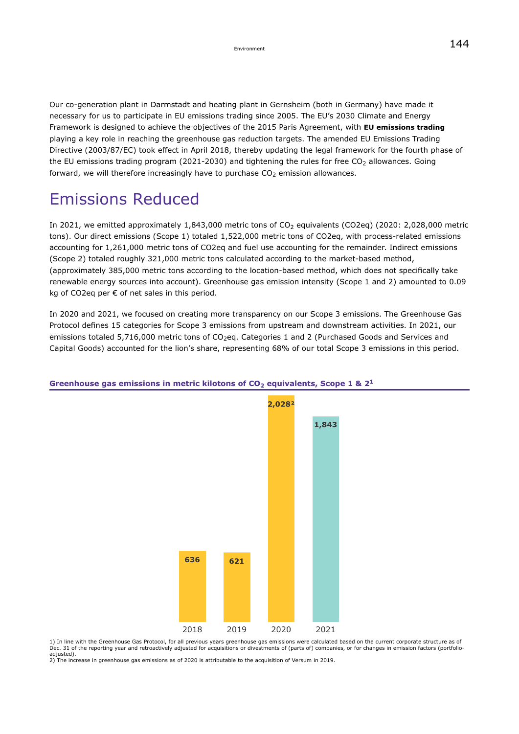Our co-generation plant in Darmstadt and heating plant in Gernsheim (both in Germany) have made it necessary for us to participate in EU emissions trading since 2005. The EU's 2030 Climate and Energy Framework is designed to achieve the objectives of the 2015 Paris Agreement, with **EU emissions trading** playing a key role in reaching the greenhouse gas reduction targets. The amended EU Emissions Trading Directive (2003/87/EC) took effect in April 2018, thereby updating the legal framework for the fourth phase of the EU emissions trading program (2021-2030) and tightening the rules for free $CO_2$ allowances. Going forward, we will therefore increasingly have to purchase $CO_2$ emission allowances.

# Emissions Reduced

In 2021, we emitted approximately 1,843,000 metric tons of $CO_2$ equivalents (CO2eq) (2020: 2,028,000 metric tons). Our direct emissions (Scope 1) totaled 1,522,000 metric tons of CO2eq, with process-related emissions accounting for 1,261,000 metric tons of CO2eq and fuel use accounting for the remainder. Indirect emissions (Scope 2) totaled roughly 321,000 metric tons calculated according to the market-based method, (approximately 385,000 metric tons according to the location-based method, which does not specifically take renewable energy sources into account). Greenhouse gas emission intensity (Scope 1 and 2) amounted to 0.09 kg of CO2eq per € of net sales in this period.

In 2020 and 2021, we focused on creating more transparency on our Scope 3 emissions. The Greenhouse Gas Protocol defines 15 categories for Scope 3 emissions from upstream and downstream activities. In 2021, our emissions totaled 5,716,000 metric tons of $CO_2$eq. Categories 1 and 2 (Purchased Goods and Services and Capital Goods) accounted for the lion's share, representing 68% of our total Scope 3 emissions in this period.

**Greenhouse gas emissions in metric kilotons of $CO_2$ equivalents, Scope 1 & 2[1]**

| 2018 | 2019 | 2020 | 2021 |
|---|---|---|---|
| 636 | 621 | 2,028[2] | 1,843 |

1) In line with the Greenhouse Gas Protocol, for all previous years greenhouse gas emissions were calculated based on the current corporate structure as of Dec. 31 of the reporting year and retroactively adjusted for acquisitions or divestments of (parts of) companies, or for changes in emission factors (portfolio-adjusted).
2) The increase in greenhouse gas emissions as of 2020 is attributable to the acquisition of Versum in 2019.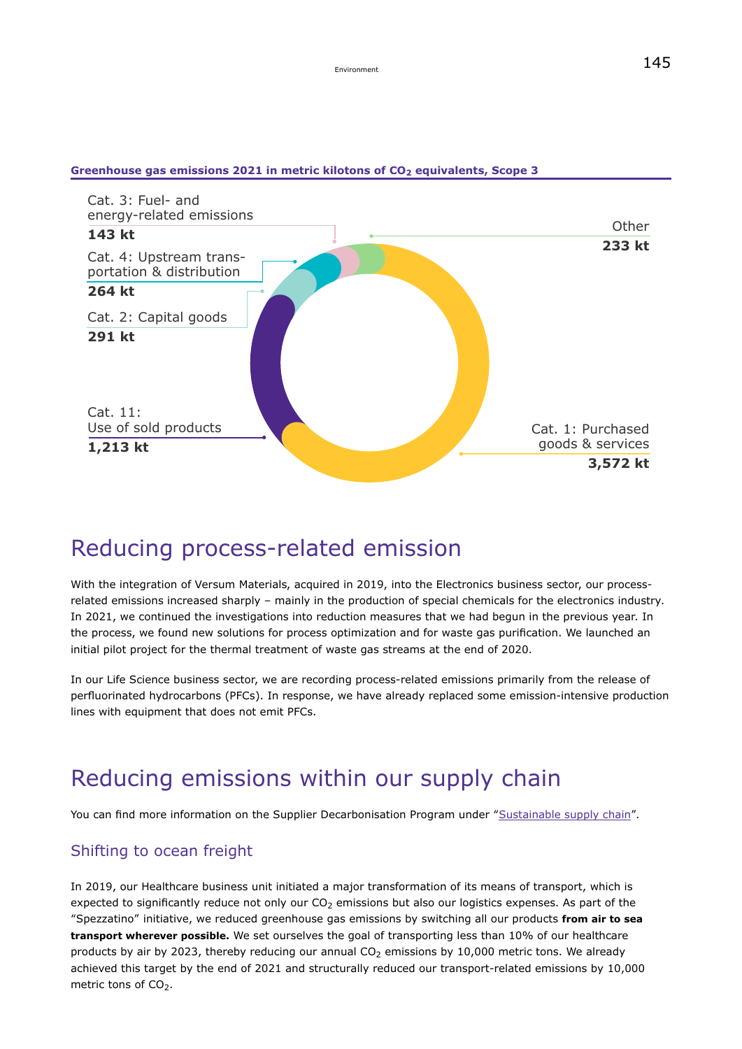**Greenhouse gas emissions 2021 in metric kilotons of $CO_2$ equivalents, Scope 3**

| Category | Emissions |
| --- | --- |
| Cat. 1: Purchased goods & services | 3,572 kt |
| Cat. 11: Use of sold products | 1,213 kt |
| Cat. 2: Capital goods | 291 kt |
| Cat. 4: Upstream transportation & distribution | 264 kt |
| Cat. 3: Fuel- and energy-related emissions | 143 kt |
| Other | 233 kt |

# Reducing process-related emission

With the integration of Versum Materials, acquired in 2019, into the Electronics business sector, our process-related emissions increased sharply – mainly in the production of special chemicals for the electronics industry. In 2021, we continued the investigations into reduction measures that we had begun in the previous year. In the process, we found new solutions for process optimization and for waste gas purification. We launched an initial pilot project for the thermal treatment of waste gas streams at the end of 2020.

In our Life Science business sector, we are recording process-related emissions primarily from the release of perfluorinated hydrocarbons (PFCs). In response, we have already replaced some emission-intensive production lines with equipment that does not emit PFCs.

# Reducing emissions within our supply chain

You can find more information on the Supplier Decarbonisation Program under "Sustainable supply chain".

## Shifting to ocean freight

In 2019, our Healthcare business unit initiated a major transformation of its means of transport, which is expected to significantly reduce not only our $CO_2$ emissions but also our logistics expenses. As part of the "Spezzatino" initiative, we reduced greenhouse gas emissions by switching all our products **from air to sea transport wherever possible.** We set ourselves the goal of transporting less than 10% of our healthcare products by air by 2023, thereby reducing our annual $CO_2$ emissions by 10,000 metric tons. We already achieved this target by the end of 2021 and structurally reduced our transport-related emissions by 10,000 metric tons of $CO_2$.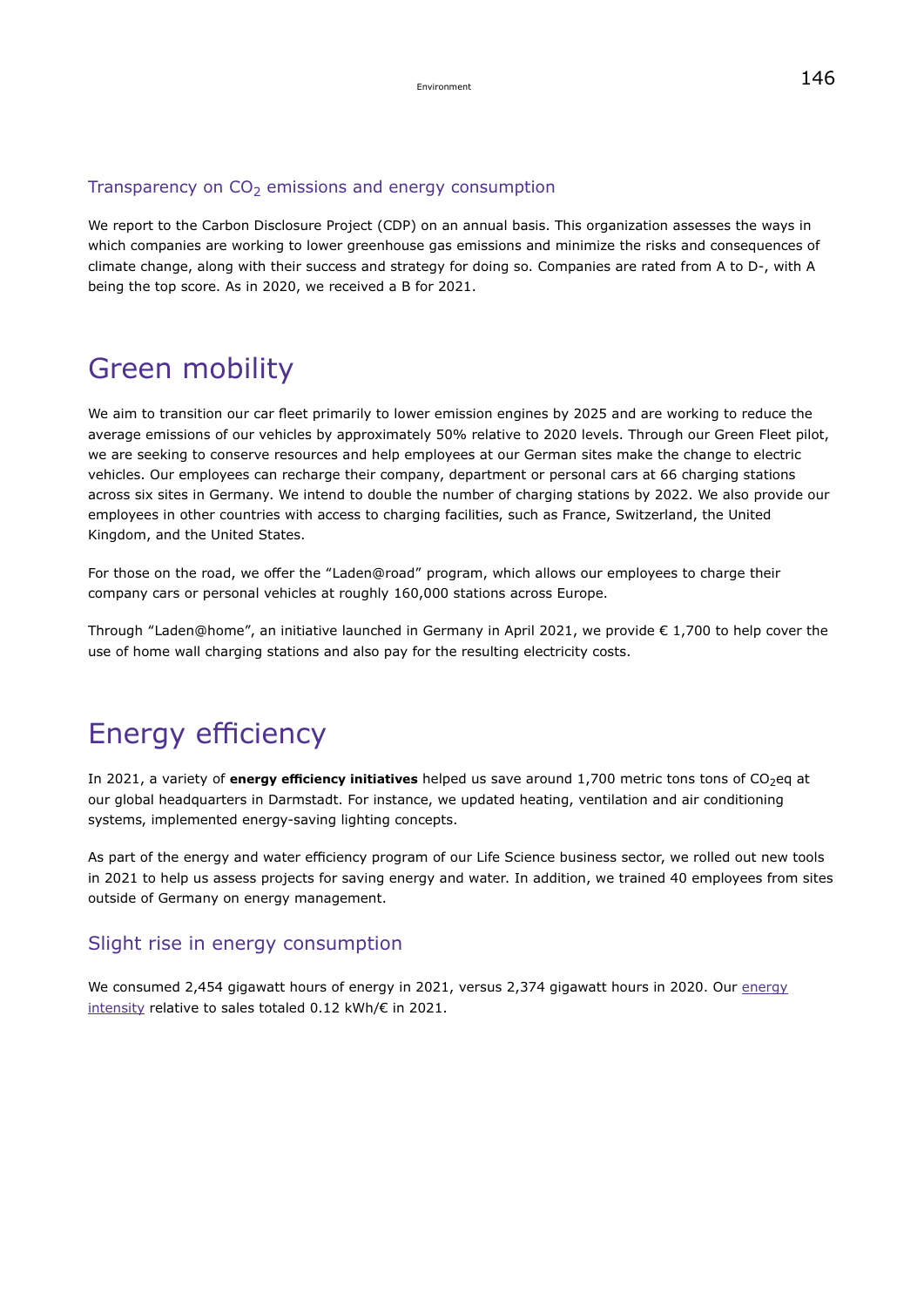### Transparency on $CO_2$ emissions and energy consumption

We report to the Carbon Disclosure Project (CDP) on an annual basis. This organization assesses the ways in which companies are working to lower greenhouse gas emissions and minimize the risks and consequences of climate change, along with their success and strategy for doing so. Companies are rated from A to D-, with A being the top score. As in 2020, we received a B for 2021.

## Green mobility

We aim to transition our car fleet primarily to lower emission engines by 2025 and are working to reduce the average emissions of our vehicles by approximately 50% relative to 2020 levels. Through our Green Fleet pilot, we are seeking to conserve resources and help employees at our German sites make the change to electric vehicles. Our employees can recharge their company, department or personal cars at 66 charging stations across six sites in Germany. We intend to double the number of charging stations by 2022. We also provide our employees in other countries with access to charging facilities, such as France, Switzerland, the United Kingdom, and the United States.

For those on the road, we offer the "Laden@road" program, which allows our employees to charge their company cars or personal vehicles at roughly 160,000 stations across Europe.

Through "Laden@home", an initiative launched in Germany in April 2021, we provide € 1,700 to help cover the use of home wall charging stations and also pay for the resulting electricity costs.

## Energy efficiency

In 2021, a variety of **energy efficiency initiatives** helped us save around 1,700 metric tons tons of $CO_2$eq at our global headquarters in Darmstadt. For instance, we updated heating, ventilation and air conditioning systems, implemented energy-saving lighting concepts.

As part of the energy and water efficiency program of our Life Science business sector, we rolled out new tools in 2021 to help us assess projects for saving energy and water. In addition, we trained 40 employees from sites outside of Germany on energy management.

### Slight rise in energy consumption

We consumed 2,454 gigawatt hours of energy in 2021, versus 2,374 gigawatt hours in 2020. Our energy intensity relative to sales totaled 0.12 kWh/€ in 2021.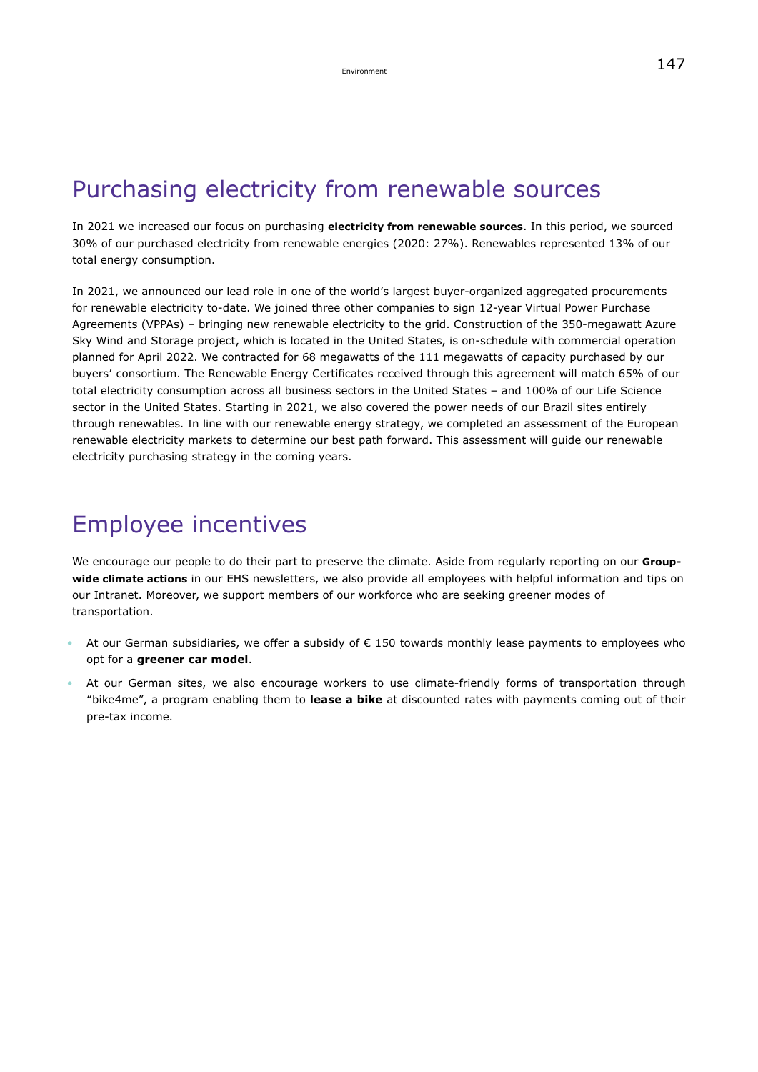## Purchasing electricity from renewable sources

In 2021 we increased our focus on purchasing **electricity from renewable sources**. In this period, we sourced 30% of our purchased electricity from renewable energies (2020: 27%). Renewables represented 13% of our total energy consumption.

In 2021, we announced our lead role in one of the world's largest buyer-organized aggregated procurements for renewable electricity to-date. We joined three other companies to sign 12-year Virtual Power Purchase Agreements (VPPAs) – bringing new renewable electricity to the grid. Construction of the 350-megawatt Azure Sky Wind and Storage project, which is located in the United States, is on-schedule with commercial operation planned for April 2022. We contracted for 68 megawatts of the 111 megawatts of capacity purchased by our buyers' consortium. The Renewable Energy Certificates received through this agreement will match 65% of our total electricity consumption across all business sectors in the United States – and 100% of our Life Science sector in the United States. Starting in 2021, we also covered the power needs of our Brazil sites entirely through renewables. In line with our renewable energy strategy, we completed an assessment of the European renewable electricity markets to determine our best path forward. This assessment will guide our renewable electricity purchasing strategy in the coming years.

## Employee incentives

We encourage our people to do their part to preserve the climate. Aside from regularly reporting on our **Group-wide climate actions** in our EHS newsletters, we also provide all employees with helpful information and tips on our Intranet. Moreover, we support members of our workforce who are seeking greener modes of transportation.

- At our German subsidiaries, we offer a subsidy of € 150 towards monthly lease payments to employees who opt for a **greener car model**.
- At our German sites, we also encourage workers to use climate-friendly forms of transportation through "bike4me", a program enabling them to **lease a bike** at discounted rates with payments coming out of their pre-tax income.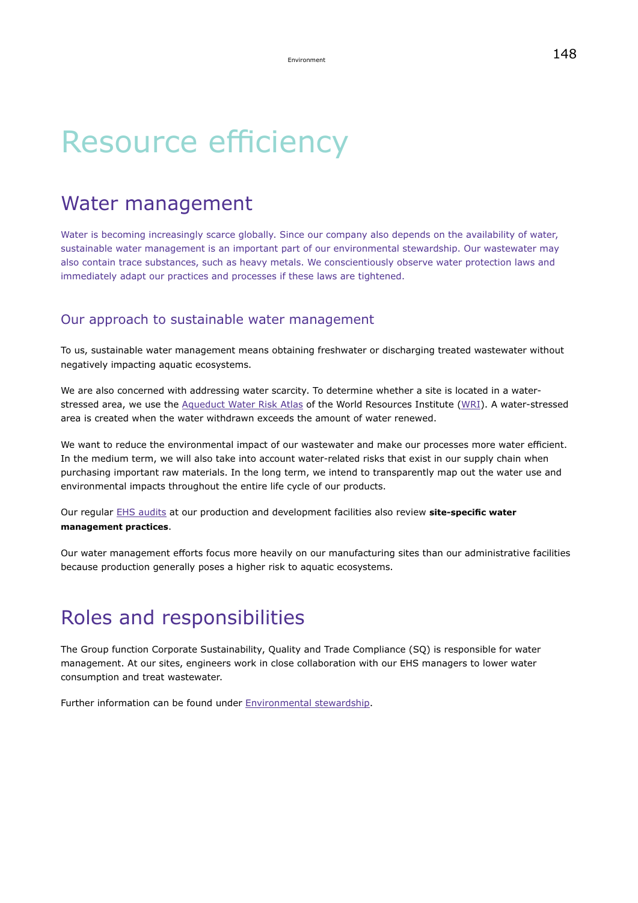# Resource efficiency

## Water management

Water is becoming increasingly scarce globally. Since our company also depends on the availability of water, sustainable water management is an important part of our environmental stewardship. Our wastewater may also contain trace substances, such as heavy metals. We conscientiously observe water protection laws and immediately adapt our practices and processes if these laws are tightened.

### Our approach to sustainable water management

To us, sustainable water management means obtaining freshwater or discharging treated wastewater without negatively impacting aquatic ecosystems.

We are also concerned with addressing water scarcity. To determine whether a site is located in a water-stressed area, we use the Aqueduct Water Risk Atlas of the World Resources Institute (WRI). A water-stressed area is created when the water withdrawn exceeds the amount of water renewed.

We want to reduce the environmental impact of our wastewater and make our processes more water efficient. In the medium term, we will also take into account water-related risks that exist in our supply chain when purchasing important raw materials. In the long term, we intend to transparently map out the water use and environmental impacts throughout the entire life cycle of our products.

Our regular EHS audits at our production and development facilities also review **site-specific water management practices**.

Our water management efforts focus more heavily on our manufacturing sites than our administrative facilities because production generally poses a higher risk to aquatic ecosystems.

## Roles and responsibilities

The Group function Corporate Sustainability, Quality and Trade Compliance (SQ) is responsible for water management. At our sites, engineers work in close collaboration with our EHS managers to lower water consumption and treat wastewater.

Further information can be found under Environmental stewardship.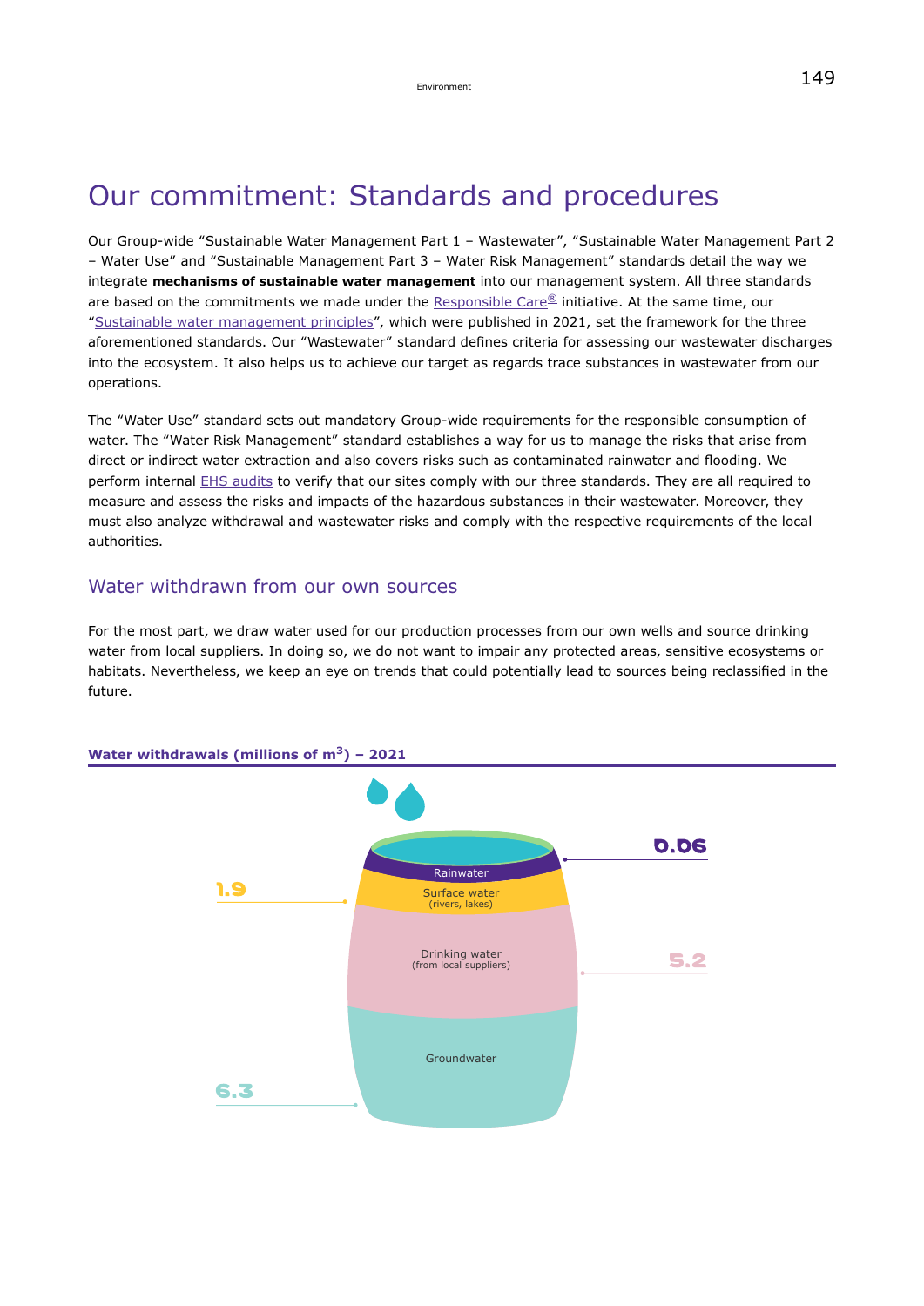# Our commitment: Standards and procedures

Our Group-wide "Sustainable Water Management Part 1 – Wastewater", "Sustainable Water Management Part 2 – Water Use" and "Sustainable Management Part 3 – Water Risk Management" standards detail the way we integrate **mechanisms of sustainable water management** into our management system. All three standards are based on the commitments we made under the Responsible Care® initiative. At the same time, our "Sustainable water management principles", which were published in 2021, set the framework for the three aforementioned standards. Our "Wastewater" standard defines criteria for assessing our wastewater discharges into the ecosystem. It also helps us to achieve our target as regards trace substances in wastewater from our operations.

The "Water Use" standard sets out mandatory Group-wide requirements for the responsible consumption of water. The "Water Risk Management" standard establishes a way for us to manage the risks that arise from direct or indirect water extraction and also covers risks such as contaminated rainwater and flooding. We perform internal EHS audits to verify that our sites comply with our three standards. They are all required to measure and assess the risks and impacts of the hazardous substances in their wastewater. Moreover, they must also analyze withdrawal and wastewater risks and comply with the respective requirements of the local authorities.

## Water withdrawn from our own sources

For the most part, we draw water used for our production processes from our own wells and source drinking water from local suppliers. In doing so, we do not want to impair any protected areas, sensitive ecosystems or habitats. Nevertheless, we keep an eye on trends that could potentially lead to sources being reclassified in the future.

**Water withdrawals (millions of $m^3$) – 2021**

| Source | Millions of $m^3$ |
| --- | --- |
| Rainwater | 0.06 |
| Surface water (rivers, lakes) | 1.9 |
| Drinking water (from local suppliers) | 5.2 |
| Groundwater | 6.3 |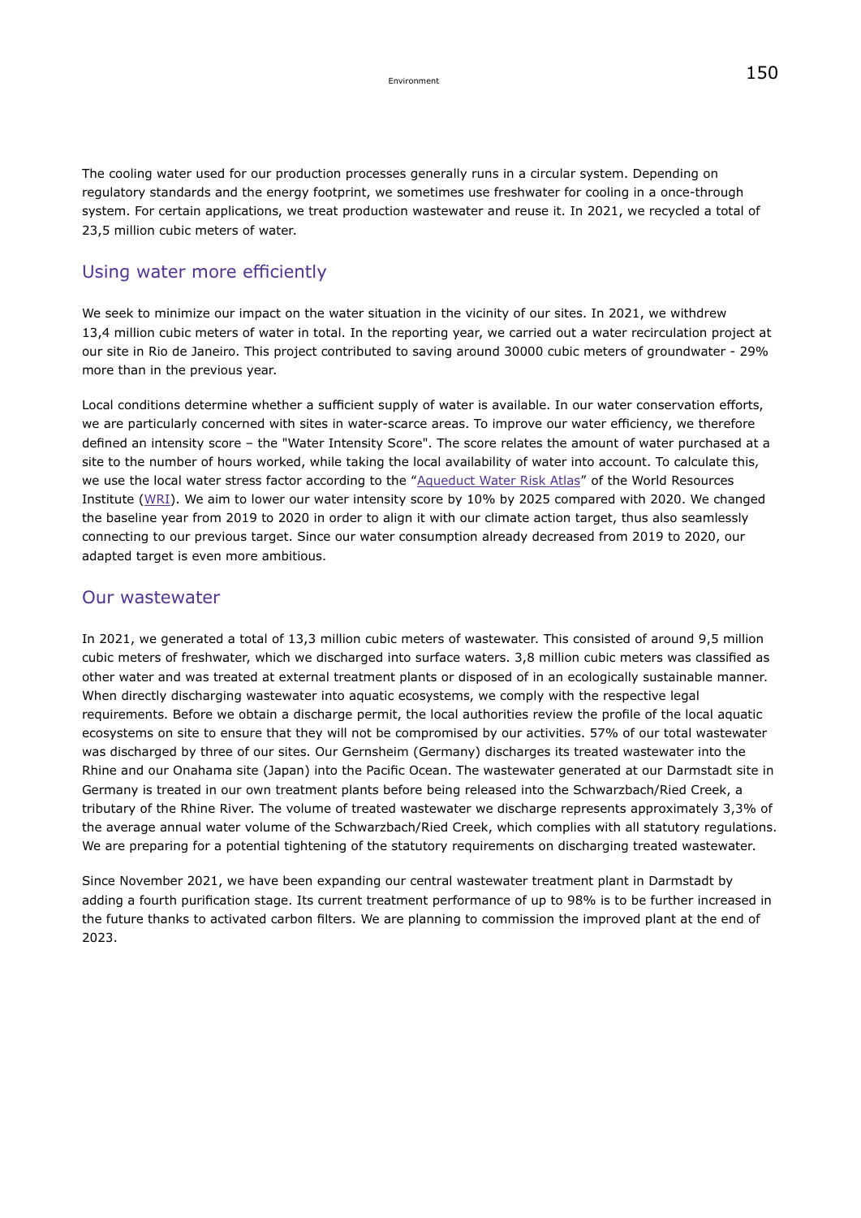The cooling water used for our production processes generally runs in a circular system. Depending on regulatory standards and the energy footprint, we sometimes use freshwater for cooling in a once-through system. For certain applications, we treat production wastewater and reuse it. In 2021, we recycled a total of 23,5 million cubic meters of water.

## Using water more efficiently

We seek to minimize our impact on the water situation in the vicinity of our sites. In 2021, we withdrew 13,4 million cubic meters of water in total. In the reporting year, we carried out a water recirculation project at our site in Rio de Janeiro. This project contributed to saving around 30000 cubic meters of groundwater - 29% more than in the previous year.

Local conditions determine whether a sufficient supply of water is available. In our water conservation efforts, we are particularly concerned with sites in water-scarce areas. To improve our water efficiency, we therefore defined an intensity score – the "Water Intensity Score". The score relates the amount of water purchased at a site to the number of hours worked, while taking the local availability of water into account. To calculate this, we use the local water stress factor according to the "Aqueduct Water Risk Atlas" of the World Resources Institute (WRI). We aim to lower our water intensity score by 10% by 2025 compared with 2020. We changed the baseline year from 2019 to 2020 in order to align it with our climate action target, thus also seamlessly connecting to our previous target. Since our water consumption already decreased from 2019 to 2020, our adapted target is even more ambitious.

## Our wastewater

In 2021, we generated a total of 13,3 million cubic meters of wastewater. This consisted of around 9,5 million cubic meters of freshwater, which we discharged into surface waters. 3,8 million cubic meters was classified as other water and was treated at external treatment plants or disposed of in an ecologically sustainable manner. When directly discharging wastewater into aquatic ecosystems, we comply with the respective legal requirements. Before we obtain a discharge permit, the local authorities review the profile of the local aquatic ecosystems on site to ensure that they will not be compromised by our activities. 57% of our total wastewater was discharged by three of our sites. Our Gernsheim (Germany) discharges its treated wastewater into the Rhine and our Onahama site (Japan) into the Pacific Ocean. The wastewater generated at our Darmstadt site in Germany is treated in our own treatment plants before being released into the Schwarzbach/Ried Creek, a tributary of the Rhine River. The volume of treated wastewater we discharge represents approximately 3,3% of the average annual water volume of the Schwarzbach/Ried Creek, which complies with all statutory regulations. We are preparing for a potential tightening of the statutory requirements on discharging treated wastewater.

Since November 2021, we have been expanding our central wastewater treatment plant in Darmstadt by adding a fourth purification stage. Its current treatment performance of up to 98% is to be further increased in the future thanks to activated carbon filters. We are planning to commission the improved plant at the end of 2023.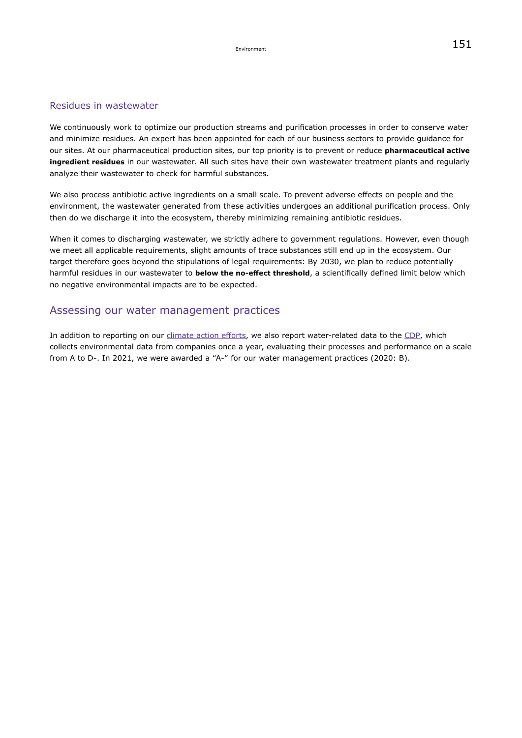## Residues in wastewater

We continuously work to optimize our production streams and purification processes in order to conserve water and minimize residues. An expert has been appointed for each of our business sectors to provide guidance for our sites. At our pharmaceutical production sites, our top priority is to prevent or reduce **pharmaceutical active ingredient residues** in our wastewater. All such sites have their own wastewater treatment plants and regularly analyze their wastewater to check for harmful substances.

We also process antibiotic active ingredients on a small scale. To prevent adverse effects on people and the environment, the wastewater generated from these activities undergoes an additional purification process. Only then do we discharge it into the ecosystem, thereby minimizing remaining antibiotic residues.

When it comes to discharging wastewater, we strictly adhere to government regulations. However, even though we meet all applicable requirements, slight amounts of trace substances still end up in the ecosystem. Our target therefore goes beyond the stipulations of legal requirements: By 2030, we plan to reduce potentially harmful residues in our wastewater to **below the no-effect threshold**, a scientifically defined limit below which no negative environmental impacts are to be expected.

# Assessing our water management practices

In addition to reporting on our climate action efforts, we also report water-related data to the CDP, which collects environmental data from companies once a year, evaluating their processes and performance on a scale from A to D-. In 2021, we were awarded a “A-” for our water management practices (2020: B).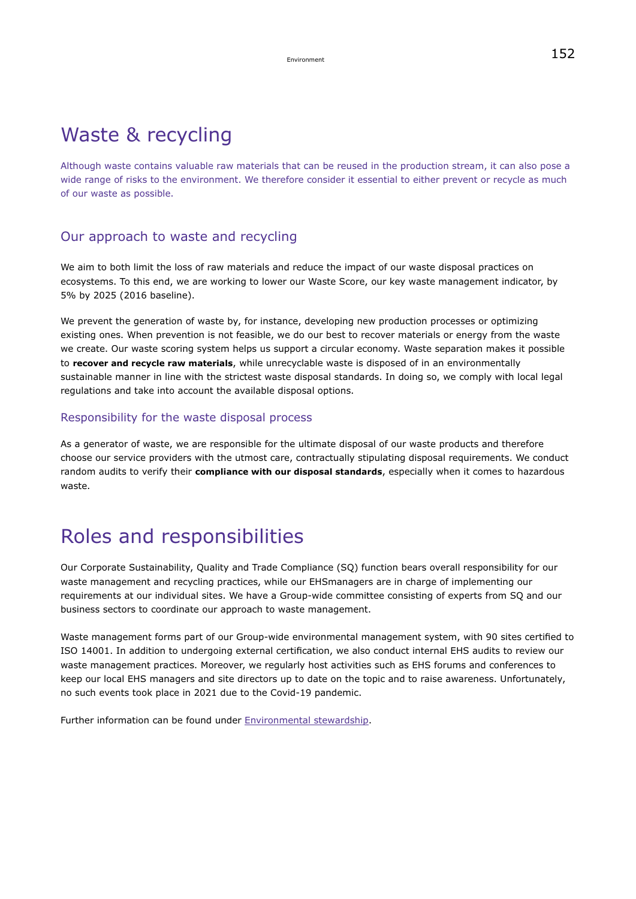# Waste & recycling

Although waste contains valuable raw materials that can be reused in the production stream, it can also pose a wide range of risks to the environment. We therefore consider it essential to either prevent or recycle as much of our waste as possible.

## Our approach to waste and recycling

We aim to both limit the loss of raw materials and reduce the impact of our waste disposal practices on ecosystems. To this end, we are working to lower our Waste Score, our key waste management indicator, by 5% by 2025 (2016 baseline).

We prevent the generation of waste by, for instance, developing new production processes or optimizing existing ones. When prevention is not feasible, we do our best to recover materials or energy from the waste we create. Our waste scoring system helps us support a circular economy. Waste separation makes it possible to **recover and recycle raw materials**, while unrecyclable waste is disposed of in an environmentally sustainable manner in line with the strictest waste disposal standards. In doing so, we comply with local legal regulations and take into account the available disposal options.

### Responsibility for the waste disposal process

As a generator of waste, we are responsible for the ultimate disposal of our waste products and therefore choose our service providers with the utmost care, contractually stipulating disposal requirements. We conduct random audits to verify their **compliance with our disposal standards**, especially when it comes to hazardous waste.

# Roles and responsibilities

Our Corporate Sustainability, Quality and Trade Compliance (SQ) function bears overall responsibility for our waste management and recycling practices, while our EHSmanagers are in charge of implementing our requirements at our individual sites. We have a Group-wide committee consisting of experts from SQ and our business sectors to coordinate our approach to waste management.

Waste management forms part of our Group-wide environmental management system, with 90 sites certified to ISO 14001. In addition to undergoing external certification, we also conduct internal EHS audits to review our waste management practices. Moreover, we regularly host activities such as EHS forums and conferences to keep our local EHS managers and site directors up to date on the topic and to raise awareness. Unfortunately, no such events took place in 2021 due to the Covid-19 pandemic.

Further information can be found under Environmental stewardship.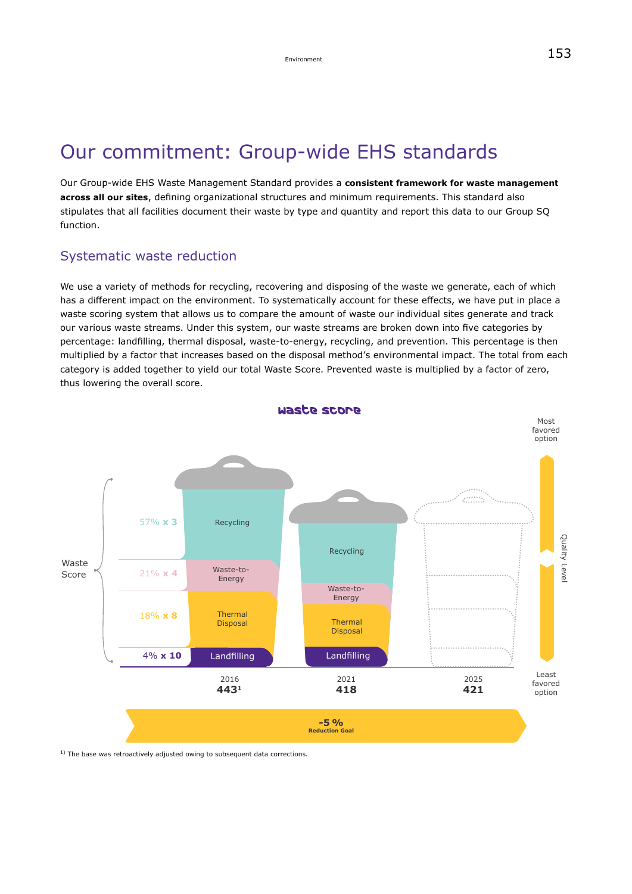# Our commitment: Group-wide EHS standards

Our Group-wide EHS Waste Management Standard provides a **consistent framework for waste management across all our sites**, defining organizational structures and minimum requirements. This standard also stipulates that all facilities document their waste by type and quantity and report this data to our Group SQ function.

## Systematic waste reduction

We use a variety of methods for recycling, recovering and disposing of the waste we generate, each of which has a different impact on the environment. To systematically account for these effects, we have put in place a waste scoring system that allows us to compare the amount of waste our individual sites generate and track our various waste streams. Under this system, our waste streams are broken down into five categories by percentage: landfilling, thermal disposal, waste-to-energy, recycling, and prevention. This percentage is then multiplied by a factor that increases based on the disposal method's environmental impact. The total from each category is added together to yield our total Waste Score. Prevented waste is multiplied by a factor of zero, thus lowering the overall score.

**waste score**

Waste Score

| | 2016 | 2021 | 2025 |
|---|---|---|---|
| Recycling | 57% x 3 | | |
| Waste-to-Energy | 21% x 4 | | |
| Thermal Disposal | 18% x 8 | | |
| Landfilling | 4% x 10 | | |
| **Waste Score** | **443**[1] | **418** | **421** |

Quality Level: Most favored option (top) – Least favored option (bottom)

**-5 %** Reduction Goal

[1] The base was retroactively adjusted owing to subsequent data corrections.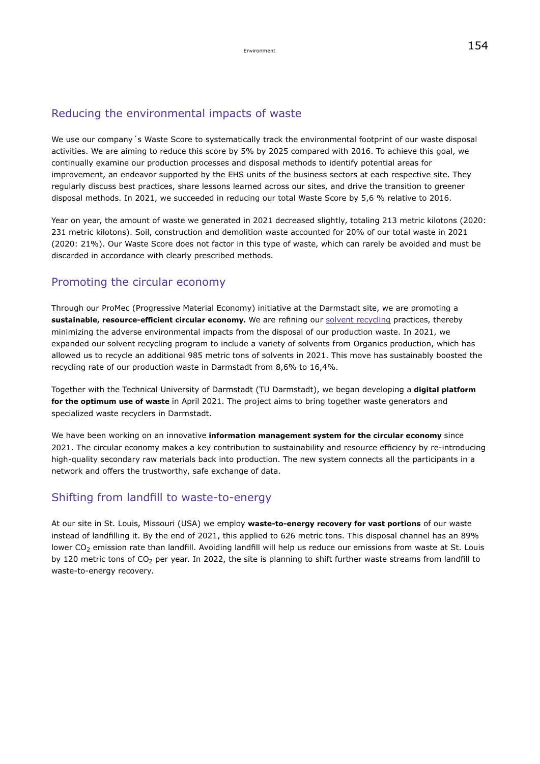## Reducing the environmental impacts of waste

We use our company´s Waste Score to systematically track the environmental footprint of our waste disposal activities. We are aiming to reduce this score by 5% by 2025 compared with 2016. To achieve this goal, we continually examine our production processes and disposal methods to identify potential areas for improvement, an endeavor supported by the EHS units of the business sectors at each respective site. They regularly discuss best practices, share lessons learned across our sites, and drive the transition to greener disposal methods. In 2021, we succeeded in reducing our total Waste Score by 5,6 % relative to 2016.

Year on year, the amount of waste we generated in 2021 decreased slightly, totaling 213 metric kilotons (2020: 231 metric kilotons). Soil, construction and demolition waste accounted for 20% of our total waste in 2021 (2020: 21%). Our Waste Score does not factor in this type of waste, which can rarely be avoided and must be discarded in accordance with clearly prescribed methods.

## Promoting the circular economy

Through our ProMec (Progressive Material Economy) initiative at the Darmstadt site, we are promoting a **sustainable, resource-efficient circular economy.** We are refining our solvent recycling practices, thereby minimizing the adverse environmental impacts from the disposal of our production waste. In 2021, we expanded our solvent recycling program to include a variety of solvents from Organics production, which has allowed us to recycle an additional 985 metric tons of solvents in 2021. This move has sustainably boosted the recycling rate of our production waste in Darmstadt from 8,6% to 16,4%.

Together with the Technical University of Darmstadt (TU Darmstadt), we began developing a **digital platform for the optimum use of waste** in April 2021. The project aims to bring together waste generators and specialized waste recyclers in Darmstadt.

We have been working on an innovative **information management system for the circular economy** since 2021. The circular economy makes a key contribution to sustainability and resource efficiency by re-introducing high-quality secondary raw materials back into production. The new system connects all the participants in a network and offers the trustworthy, safe exchange of data.

## Shifting from landfill to waste-to-energy

At our site in St. Louis, Missouri (USA) we employ **waste-to-energy recovery for vast portions** of our waste instead of landfilling it. By the end of 2021, this applied to 626 metric tons. This disposal channel has an 89% lower $CO_2$ emission rate than landfill. Avoiding landfill will help us reduce our emissions from waste at St. Louis by 120 metric tons of $CO_2$ per year. In 2022, the site is planning to shift further waste streams from landfill to waste-to-energy recovery.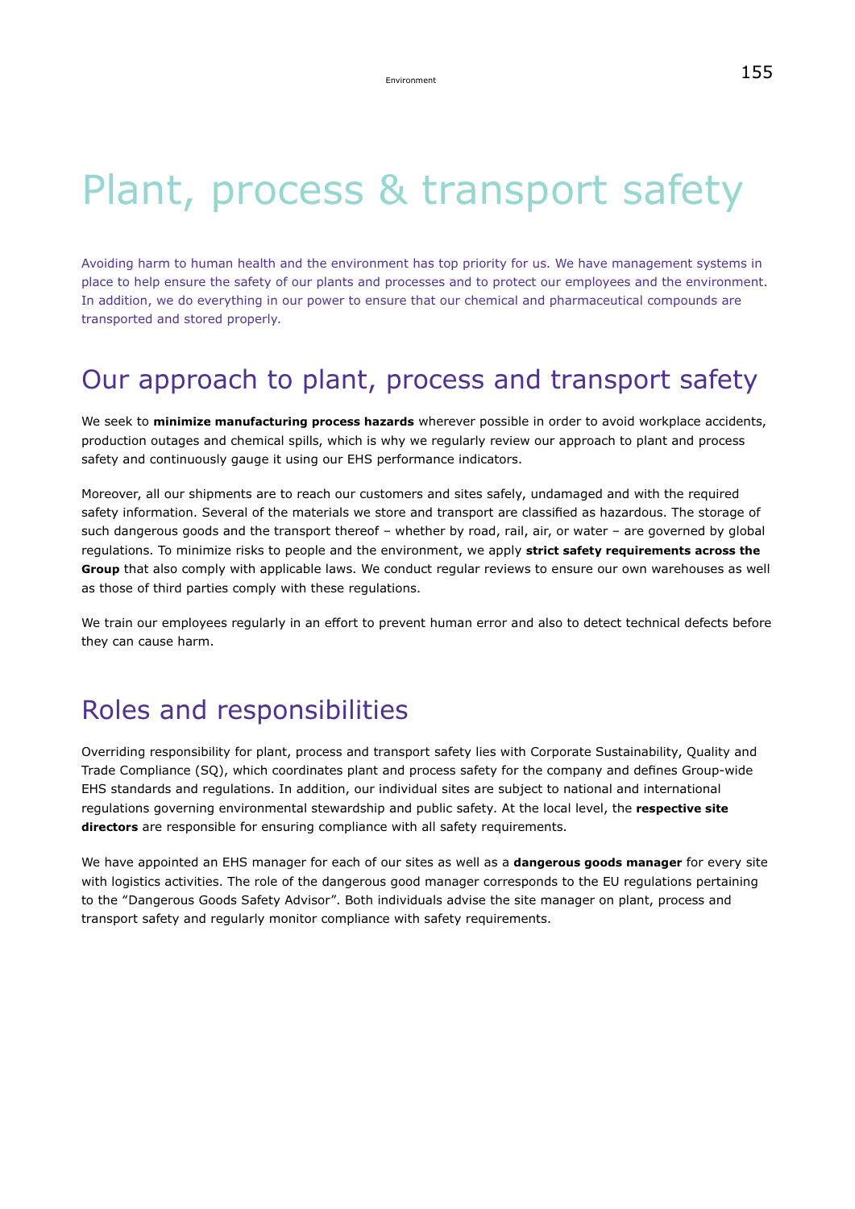# Plant, process & transport safety

Avoiding harm to human health and the environment has top priority for us. We have management systems in place to help ensure the safety of our plants and processes and to protect our employees and the environment. In addition, we do everything in our power to ensure that our chemical and pharmaceutical compounds are transported and stored properly.

## Our approach to plant, process and transport safety

We seek to **minimize manufacturing process hazards** wherever possible in order to avoid workplace accidents, production outages and chemical spills, which is why we regularly review our approach to plant and process safety and continuously gauge it using our EHS performance indicators.

Moreover, all our shipments are to reach our customers and sites safely, undamaged and with the required safety information. Several of the materials we store and transport are classified as hazardous. The storage of such dangerous goods and the transport thereof – whether by road, rail, air, or water – are governed by global regulations. To minimize risks to people and the environment, we apply **strict safety requirements across the Group** that also comply with applicable laws. We conduct regular reviews to ensure our own warehouses as well as those of third parties comply with these regulations.

We train our employees regularly in an effort to prevent human error and also to detect technical defects before they can cause harm.

## Roles and responsibilities

Overriding responsibility for plant, process and transport safety lies with Corporate Sustainability, Quality and Trade Compliance (SQ), which coordinates plant and process safety for the company and defines Group-wide EHS standards and regulations. In addition, our individual sites are subject to national and international regulations governing environmental stewardship and public safety. At the local level, the **respective site directors** are responsible for ensuring compliance with all safety requirements.

We have appointed an EHS manager for each of our sites as well as a **dangerous goods manager** for every site with logistics activities. The role of the dangerous good manager corresponds to the EU regulations pertaining to the "Dangerous Goods Safety Advisor". Both individuals advise the site manager on plant, process and transport safety and regularly monitor compliance with safety requirements.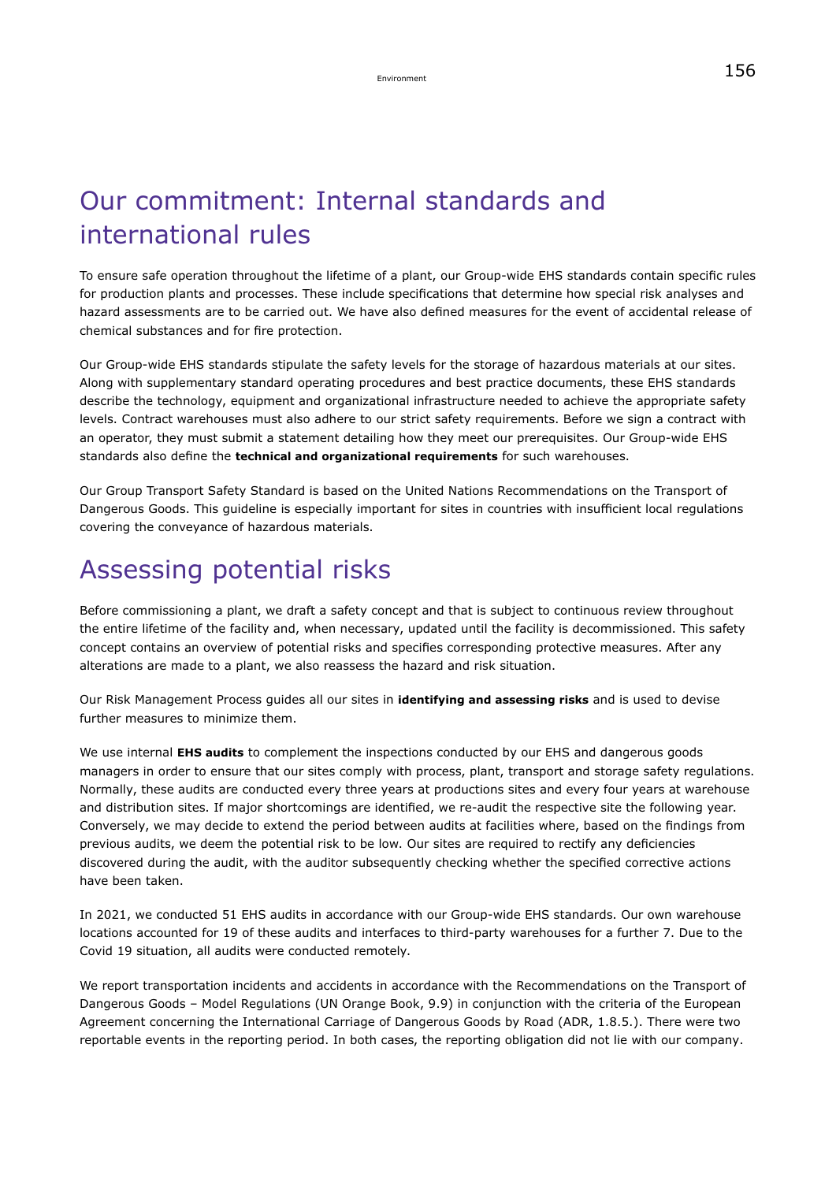# Our commitment: Internal standards and international rules

To ensure safe operation throughout the lifetime of a plant, our Group-wide EHS standards contain specific rules for production plants and processes. These include specifications that determine how special risk analyses and hazard assessments are to be carried out. We have also defined measures for the event of accidental release of chemical substances and for fire protection.

Our Group-wide EHS standards stipulate the safety levels for the storage of hazardous materials at our sites. Along with supplementary standard operating procedures and best practice documents, these EHS standards describe the technology, equipment and organizational infrastructure needed to achieve the appropriate safety levels. Contract warehouses must also adhere to our strict safety requirements. Before we sign a contract with an operator, they must submit a statement detailing how they meet our prerequisites. Our Group-wide EHS standards also define the **technical and organizational requirements** for such warehouses.

Our Group Transport Safety Standard is based on the United Nations Recommendations on the Transport of Dangerous Goods. This guideline is especially important for sites in countries with insufficient local regulations covering the conveyance of hazardous materials.

# Assessing potential risks

Before commissioning a plant, we draft a safety concept and that is subject to continuous review throughout the entire lifetime of the facility and, when necessary, updated until the facility is decommissioned. This safety concept contains an overview of potential risks and specifies corresponding protective measures. After any alterations are made to a plant, we also reassess the hazard and risk situation.

Our Risk Management Process guides all our sites in **identifying and assessing risks** and is used to devise further measures to minimize them.

We use internal **EHS audits** to complement the inspections conducted by our EHS and dangerous goods managers in order to ensure that our sites comply with process, plant, transport and storage safety regulations. Normally, these audits are conducted every three years at productions sites and every four years at warehouse and distribution sites. If major shortcomings are identified, we re-audit the respective site the following year. Conversely, we may decide to extend the period between audits at facilities where, based on the findings from previous audits, we deem the potential risk to be low. Our sites are required to rectify any deficiencies discovered during the audit, with the auditor subsequently checking whether the specified corrective actions have been taken.

In 2021, we conducted 51 EHS audits in accordance with our Group-wide EHS standards. Our own warehouse locations accounted for 19 of these audits and interfaces to third-party warehouses for a further 7. Due to the Covid 19 situation, all audits were conducted remotely.

We report transportation incidents and accidents in accordance with the Recommendations on the Transport of Dangerous Goods – Model Regulations (UN Orange Book, 9.9) in conjunction with the criteria of the European Agreement concerning the International Carriage of Dangerous Goods by Road (ADR, 1.8.5.). There were two reportable events in the reporting period. In both cases, the reporting obligation did not lie with our company.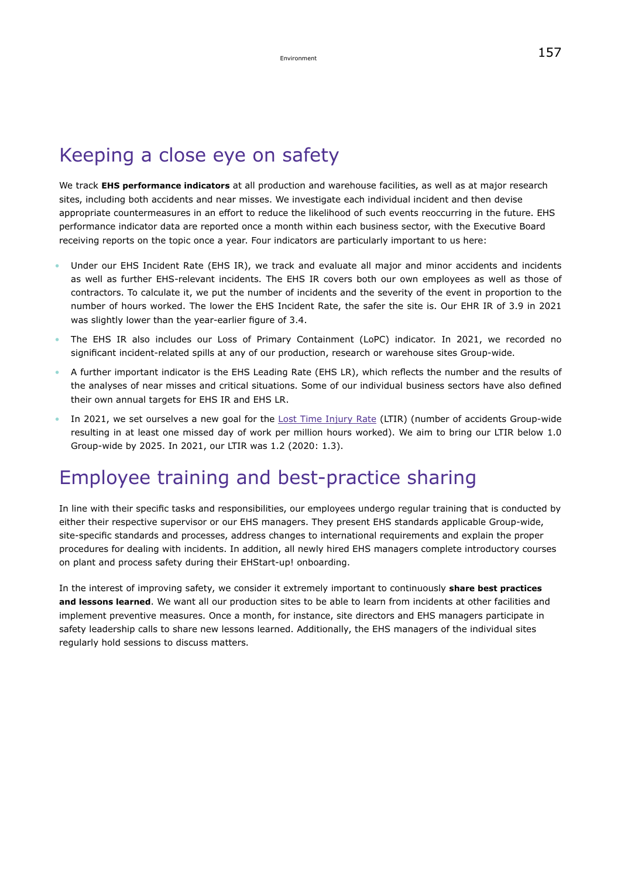# Keeping a close eye on safety

We track **EHS performance indicators** at all production and warehouse facilities, as well as at major research sites, including both accidents and near misses. We investigate each individual incident and then devise appropriate countermeasures in an effort to reduce the likelihood of such events reoccurring in the future. EHS performance indicator data are reported once a month within each business sector, with the Executive Board receiving reports on the topic once a year. Four indicators are particularly important to us here:

- Under our EHS Incident Rate (EHS IR), we track and evaluate all major and minor accidents and incidents as well as further EHS-relevant incidents. The EHS IR covers both our own employees as well as those of contractors. To calculate it, we put the number of incidents and the severity of the event in proportion to the number of hours worked. The lower the EHS Incident Rate, the safer the site is. Our EHR IR of 3.9 in 2021 was slightly lower than the year-earlier figure of 3.4.
- The EHS IR also includes our Loss of Primary Containment (LoPC) indicator. In 2021, we recorded no significant incident-related spills at any of our production, research or warehouse sites Group-wide.
- A further important indicator is the EHS Leading Rate (EHS LR), which reflects the number and the results of the analyses of near misses and critical situations. Some of our individual business sectors have also defined their own annual targets for EHS IR and EHS LR.
- In 2021, we set ourselves a new goal for the Lost Time Injury Rate (LTIR) (number of accidents Group-wide resulting in at least one missed day of work per million hours worked). We aim to bring our LTIR below 1.0 Group-wide by 2025. In 2021, our LTIR was 1.2 (2020: 1.3).

# Employee training and best-practice sharing

In line with their specific tasks and responsibilities, our employees undergo regular training that is conducted by either their respective supervisor or our EHS managers. They present EHS standards applicable Group-wide, site-specific standards and processes, address changes to international requirements and explain the proper procedures for dealing with incidents. In addition, all newly hired EHS managers complete introductory courses on plant and process safety during their EHStart-up! onboarding.

In the interest of improving safety, we consider it extremely important to continuously **share best practices and lessons learned**. We want all our production sites to be able to learn from incidents at other facilities and implement preventive measures. Once a month, for instance, site directors and EHS managers participate in safety leadership calls to share new lessons learned. Additionally, the EHS managers of the individual sites regularly hold sessions to discuss matters.